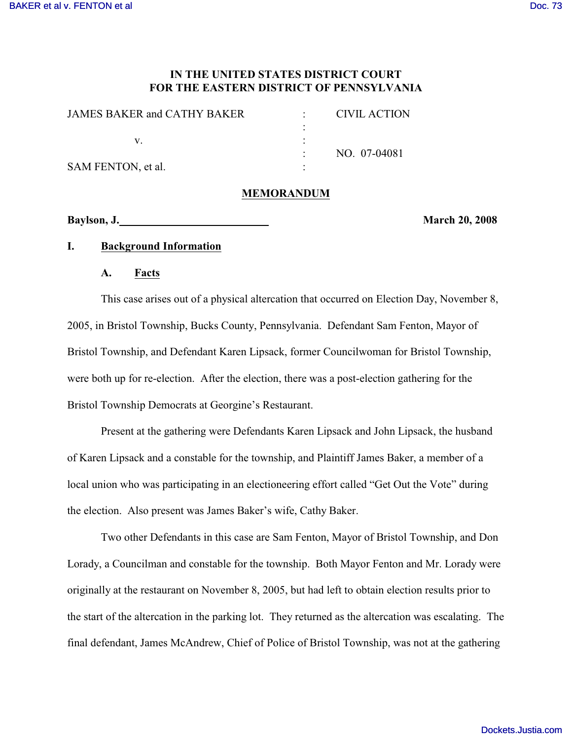IN THE UNITED STATES DISTRICT COURT
FOR THE EASTERN DISTRICT OF PENNSYLVANIA

| | | |
|---|---|---|
| JAMES BAKER and CATHY BAKER | : | CIVIL ACTION |
| | : | |
| v. | : | |
| | : | NO. 07-04081 |
| SAM FENTON, et al. | : | |

**MEMORANDUM**

**Baylson, J.** **March 20, 2008**

## I. Background Information

### A. Facts

This case arises out of a physical altercation that occurred on Election Day, November 8, 2005, in Bristol Township, Bucks County, Pennsylvania. Defendant Sam Fenton, Mayor of Bristol Township, and Defendant Karen Lipsack, former Councilwoman for Bristol Township, were both up for re-election. After the election, there was a post-election gathering for the Bristol Township Democrats at Georgine's Restaurant.

Present at the gathering were Defendants Karen Lipsack and John Lipsack, the husband of Karen Lipsack and a constable for the township, and Plaintiff James Baker, a member of a local union who was participating in an electioneering effort called "Get Out the Vote" during the election. Also present was James Baker's wife, Cathy Baker.

Two other Defendants in this case are Sam Fenton, Mayor of Bristol Township, and Don Lorady, a Councilman and constable for the township. Both Mayor Fenton and Mr. Lorady were originally at the restaurant on November 8, 2005, but had left to obtain election results prior to the start of the altercation in the parking lot. They returned as the altercation was escalating. The final defendant, James McAndrew, Chief of Police of Bristol Township, was not at the gathering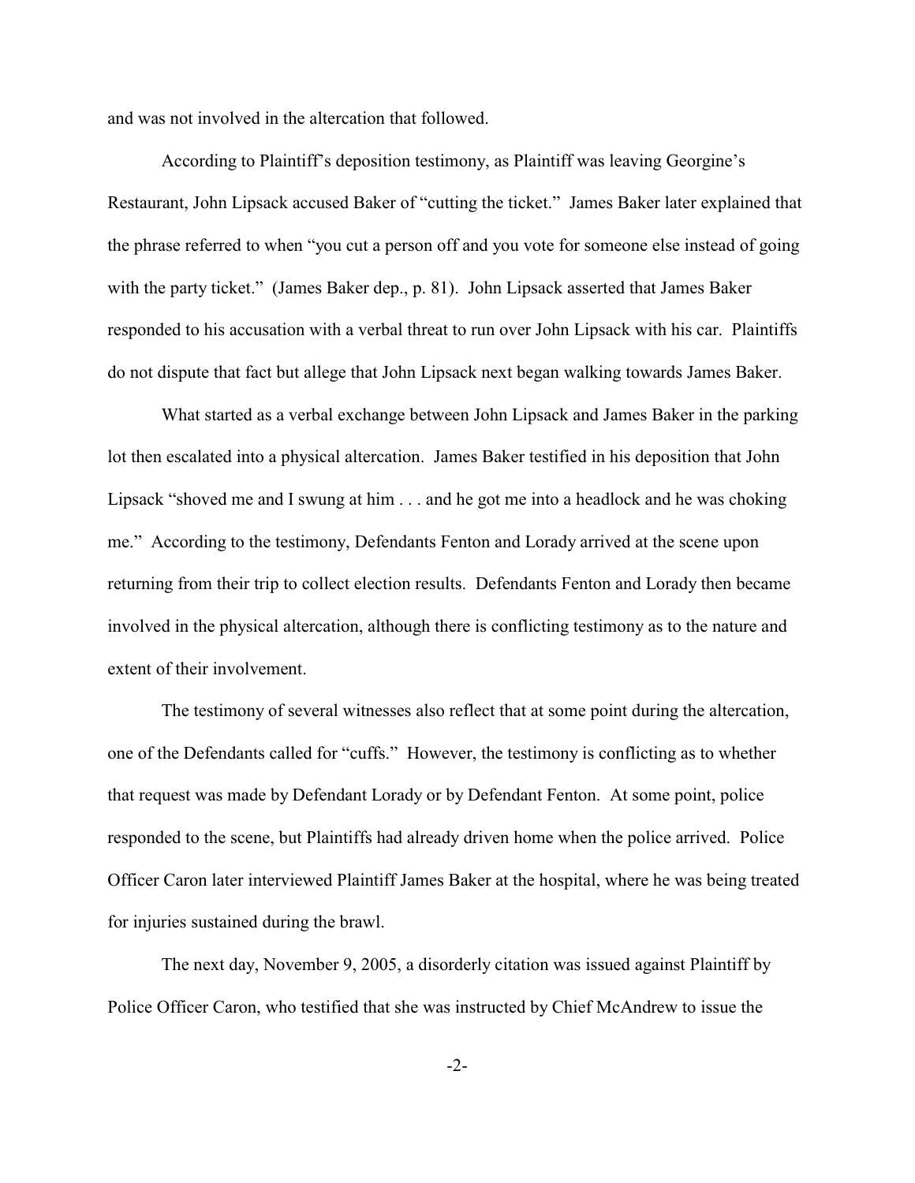and was not involved in the altercation that followed.

According to Plaintiff's deposition testimony, as Plaintiff was leaving Georgine's Restaurant, John Lipsack accused Baker of "cutting the ticket." James Baker later explained that the phrase referred to when "you cut a person off and you vote for someone else instead of going with the party ticket." (James Baker dep., p. 81). John Lipsack asserted that James Baker responded to his accusation with a verbal threat to run over John Lipsack with his car. Plaintiffs do not dispute that fact but allege that John Lipsack next began walking towards James Baker.

What started as a verbal exchange between John Lipsack and James Baker in the parking lot then escalated into a physical altercation. James Baker testified in his deposition that John Lipsack "shoved me and I swung at him . . . and he got me into a headlock and he was choking me." According to the testimony, Defendants Fenton and Lorady arrived at the scene upon returning from their trip to collect election results. Defendants Fenton and Lorady then became involved in the physical altercation, although there is conflicting testimony as to the nature and extent of their involvement.

The testimony of several witnesses also reflect that at some point during the altercation, one of the Defendants called for "cuffs." However, the testimony is conflicting as to whether that request was made by Defendant Lorady or by Defendant Fenton. At some point, police responded to the scene, but Plaintiffs had already driven home when the police arrived. Police Officer Caron later interviewed Plaintiff James Baker at the hospital, where he was being treated for injuries sustained during the brawl.

The next day, November 9, 2005, a disorderly citation was issued against Plaintiff by Police Officer Caron, who testified that she was instructed by Chief McAndrew to issue the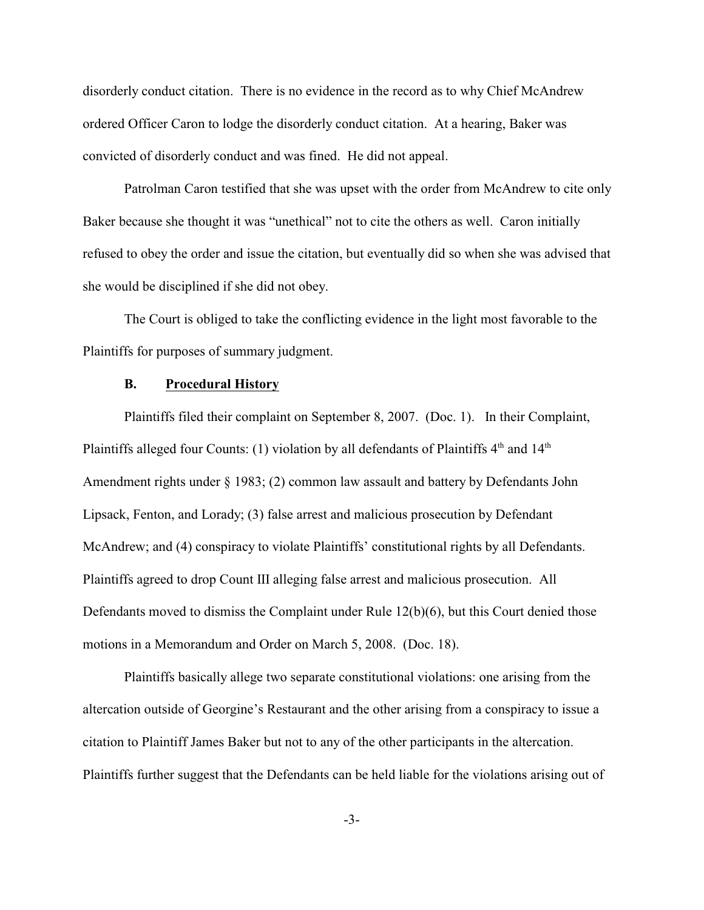disorderly conduct citation. There is no evidence in the record as to why Chief McAndrew ordered Officer Caron to lodge the disorderly conduct citation. At a hearing, Baker was convicted of disorderly conduct and was fined. He did not appeal.

Patrolman Caron testified that she was upset with the order from McAndrew to cite only Baker because she thought it was "unethical" not to cite the others as well. Caron initially refused to obey the order and issue the citation, but eventually did so when she was advised that she would be disciplined if she did not obey.

The Court is obliged to take the conflicting evidence in the light most favorable to the Plaintiffs for purposes of summary judgment.

### B. Procedural History

Plaintiffs filed their complaint on September 8, 2007. (Doc. 1). In their Complaint, Plaintiffs alleged four Counts: (1) violation by all defendants of Plaintiffs 4th and 14th Amendment rights under § 1983; (2) common law assault and battery by Defendants John Lipsack, Fenton, and Lorady; (3) false arrest and malicious prosecution by Defendant McAndrew; and (4) conspiracy to violate Plaintiffs' constitutional rights by all Defendants. Plaintiffs agreed to drop Count III alleging false arrest and malicious prosecution. All Defendants moved to dismiss the Complaint under Rule 12(b)(6), but this Court denied those motions in a Memorandum and Order on March 5, 2008. (Doc. 18).

Plaintiffs basically allege two separate constitutional violations: one arising from the altercation outside of Georgine's Restaurant and the other arising from a conspiracy to issue a citation to Plaintiff James Baker but not to any of the other participants in the altercation. Plaintiffs further suggest that the Defendants can be held liable for the violations arising out of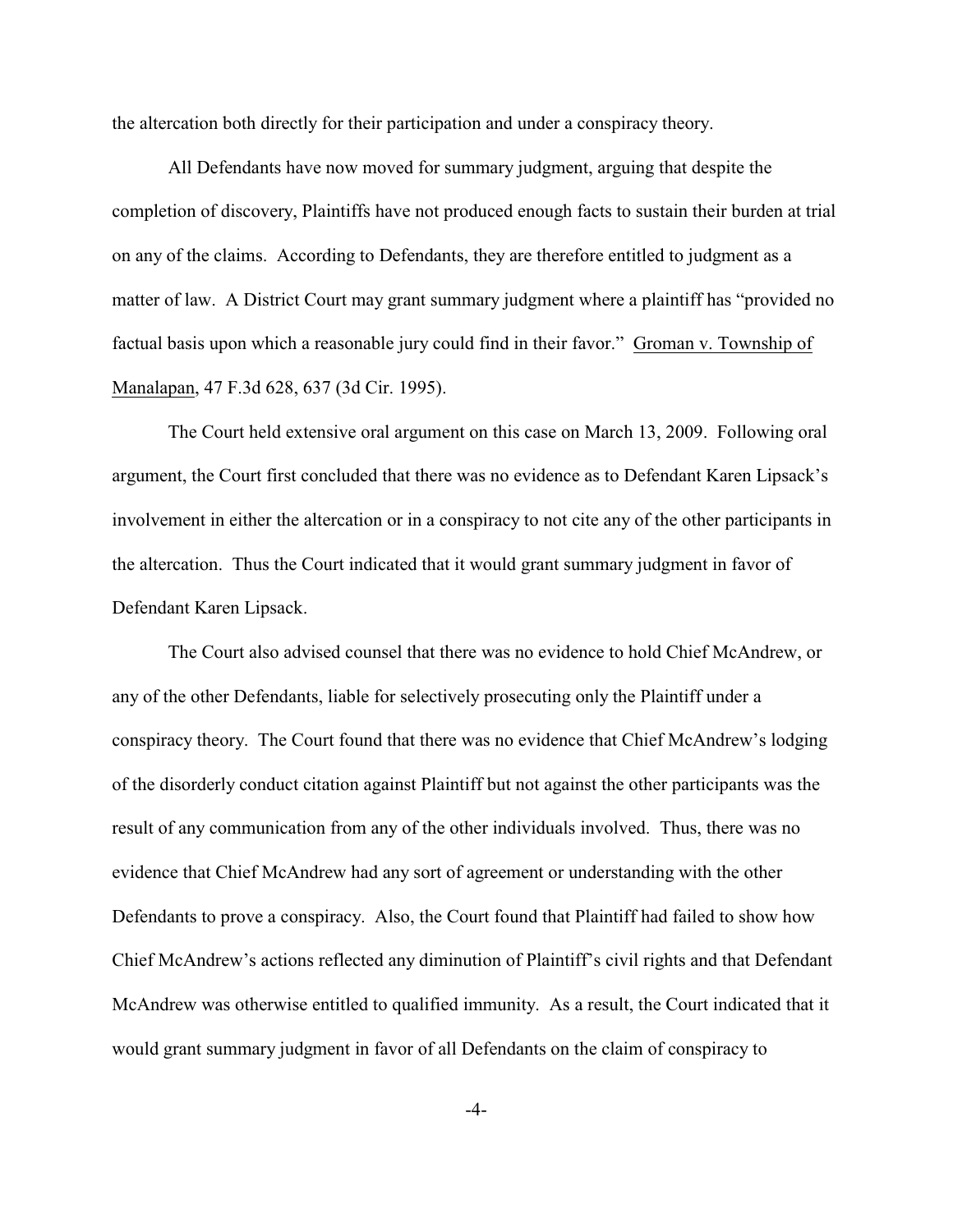the altercation both directly for their participation and under a conspiracy theory.

All Defendants have now moved for summary judgment, arguing that despite the completion of discovery, Plaintiffs have not produced enough facts to sustain their burden at trial on any of the claims. According to Defendants, they are therefore entitled to judgment as a matter of law. A District Court may grant summary judgment where a plaintiff has "provided no factual basis upon which a reasonable jury could find in their favor." Groman v. Township of Manalapan, 47 F.3d 628, 637 (3d Cir. 1995).

The Court held extensive oral argument on this case on March 13, 2009. Following oral argument, the Court first concluded that there was no evidence as to Defendant Karen Lipsack's involvement in either the altercation or in a conspiracy to not cite any of the other participants in the altercation. Thus the Court indicated that it would grant summary judgment in favor of Defendant Karen Lipsack.

The Court also advised counsel that there was no evidence to hold Chief McAndrew, or any of the other Defendants, liable for selectively prosecuting only the Plaintiff under a conspiracy theory. The Court found that there was no evidence that Chief McAndrew's lodging of the disorderly conduct citation against Plaintiff but not against the other participants was the result of any communication from any of the other individuals involved. Thus, there was no evidence that Chief McAndrew had any sort of agreement or understanding with the other Defendants to prove a conspiracy. Also, the Court found that Plaintiff had failed to show how Chief McAndrew's actions reflected any diminution of Plaintiff's civil rights and that Defendant McAndrew was otherwise entitled to qualified immunity. As a result, the Court indicated that it would grant summary judgment in favor of all Defendants on the claim of conspiracy to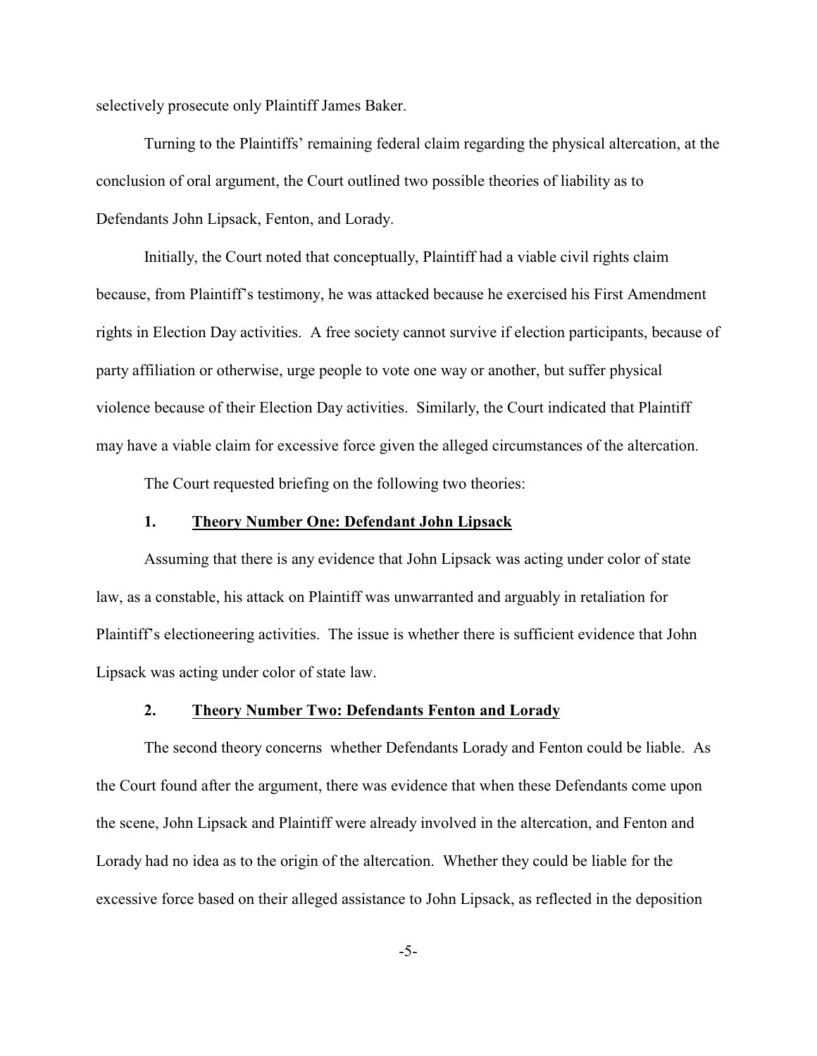selectively prosecute only Plaintiff James Baker.

Turning to the Plaintiffs' remaining federal claim regarding the physical altercation, at the conclusion of oral argument, the Court outlined two possible theories of liability as to Defendants John Lipsack, Fenton, and Lorady.

Initially, the Court noted that conceptually, Plaintiff had a viable civil rights claim because, from Plaintiff's testimony, he was attacked because he exercised his First Amendment rights in Election Day activities. A free society cannot survive if election participants, because of party affiliation or otherwise, urge people to vote one way or another, but suffer physical violence because of their Election Day activities. Similarly, the Court indicated that Plaintiff may have a viable claim for excessive force given the alleged circumstances of the altercation.

The Court requested briefing on the following two theories:

### 1. Theory Number One: Defendant John Lipsack

Assuming that there is any evidence that John Lipsack was acting under color of state law, as a constable, his attack on Plaintiff was unwarranted and arguably in retaliation for Plaintiff's electioneering activities. The issue is whether there is sufficient evidence that John Lipsack was acting under color of state law.

### 2. Theory Number Two: Defendants Fenton and Lorady

The second theory concerns whether Defendants Lorady and Fenton could be liable. As the Court found after the argument, there was evidence that when these Defendants come upon the scene, John Lipsack and Plaintiff were already involved in the altercation, and Fenton and Lorady had no idea as to the origin of the altercation. Whether they could be liable for the excessive force based on their alleged assistance to John Lipsack, as reflected in the deposition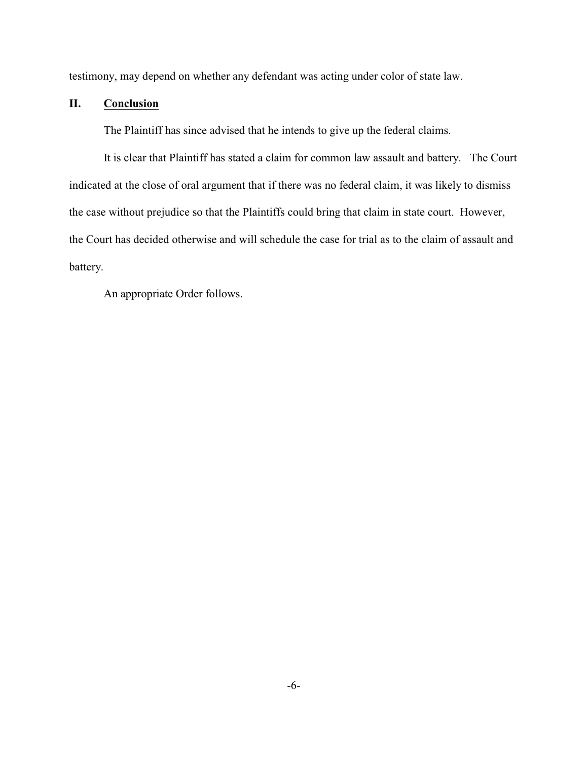testimony, may depend on whether any defendant was acting under color of state law.

## II. **Conclusion**

The Plaintiff has since advised that he intends to give up the federal claims.

It is clear that Plaintiff has stated a claim for common law assault and battery. The Court indicated at the close of oral argument that if there was no federal claim, it was likely to dismiss the case without prejudice so that the Plaintiffs could bring that claim in state court. However, the Court has decided otherwise and will schedule the case for trial as to the claim of assault and battery.

An appropriate Order follows.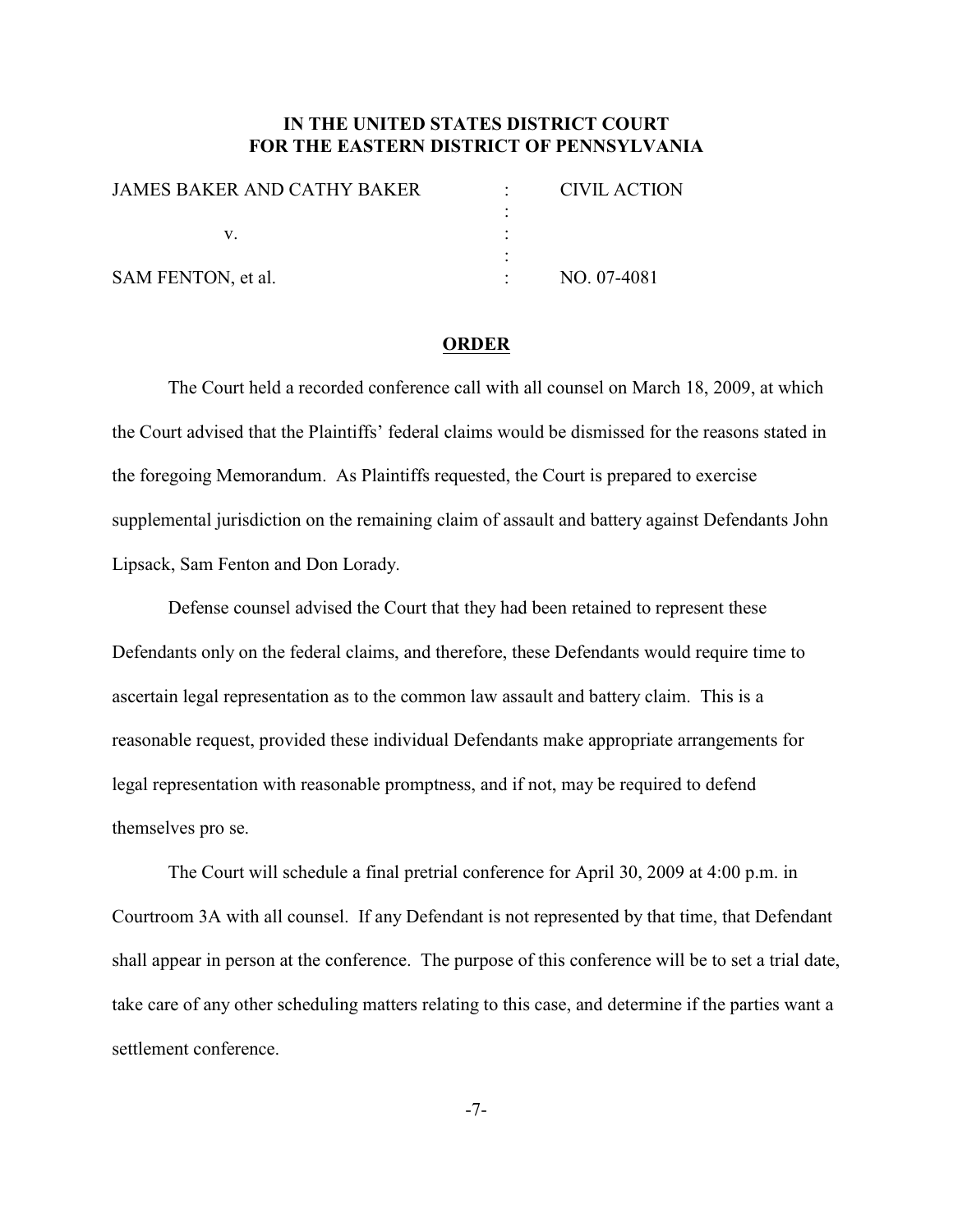**IN THE UNITED STATES DISTRICT COURT**
**FOR THE EASTERN DISTRICT OF PENNSYLVANIA**

| | | |
|---|---|---|
| JAMES BAKER AND CATHY BAKER | : | CIVIL ACTION |
| | : | |
| v. | : | |
| | : | |
| SAM FENTON, et al. | : | NO. 07-4081 |

**ORDER**

The Court held a recorded conference call with all counsel on March 18, 2009, at which the Court advised that the Plaintiffs' federal claims would be dismissed for the reasons stated in the foregoing Memorandum. As Plaintiffs requested, the Court is prepared to exercise supplemental jurisdiction on the remaining claim of assault and battery against Defendants John Lipsack, Sam Fenton and Don Lorady.

Defense counsel advised the Court that they had been retained to represent these Defendants only on the federal claims, and therefore, these Defendants would require time to ascertain legal representation as to the common law assault and battery claim. This is a reasonable request, provided these individual Defendants make appropriate arrangements for legal representation with reasonable promptness, and if not, may be required to defend themselves pro se.

The Court will schedule a final pretrial conference for April 30, 2009 at 4:00 p.m. in Courtroom 3A with all counsel. If any Defendant is not represented by that time, that Defendant shall appear in person at the conference. The purpose of this conference will be to set a trial date, take care of any other scheduling matters relating to this case, and determine if the parties want a settlement conference.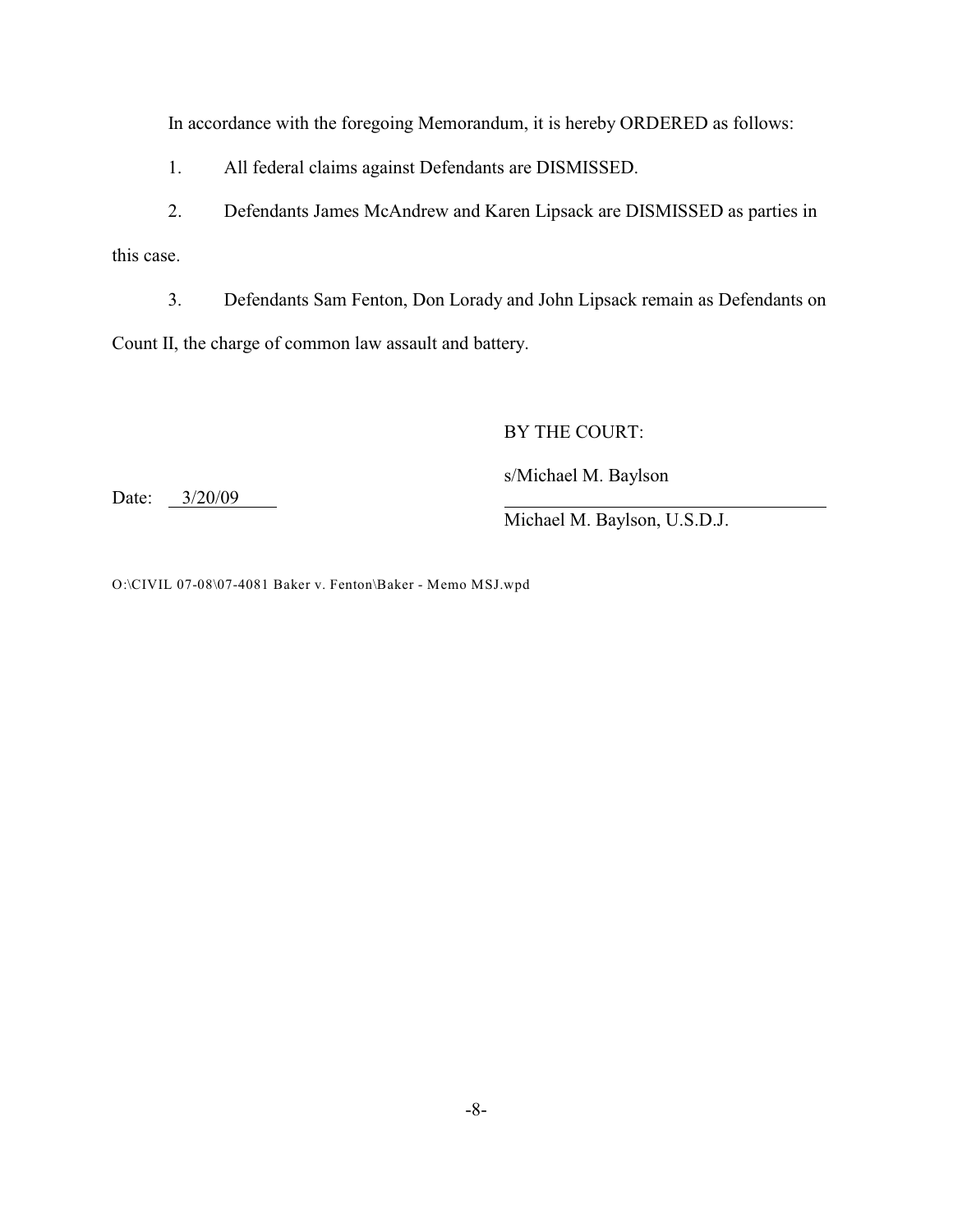In accordance with the foregoing Memorandum, it is hereby ORDERED as follows:

1. All federal claims against Defendants are DISMISSED.

2. Defendants James McAndrew and Karen Lipsack are DISMISSED as parties in this case.

3. Defendants Sam Fenton, Don Lorady and John Lipsack remain as Defendants on Count II, the charge of common law assault and battery.

BY THE COURT:

s/Michael M. Baylson

Date: 3/20/09

Michael M. Baylson, U.S.D.J.

O:\CIVIL 07-08\07-4081 Baker v. Fenton\Baker - Memo MSJ.wpd